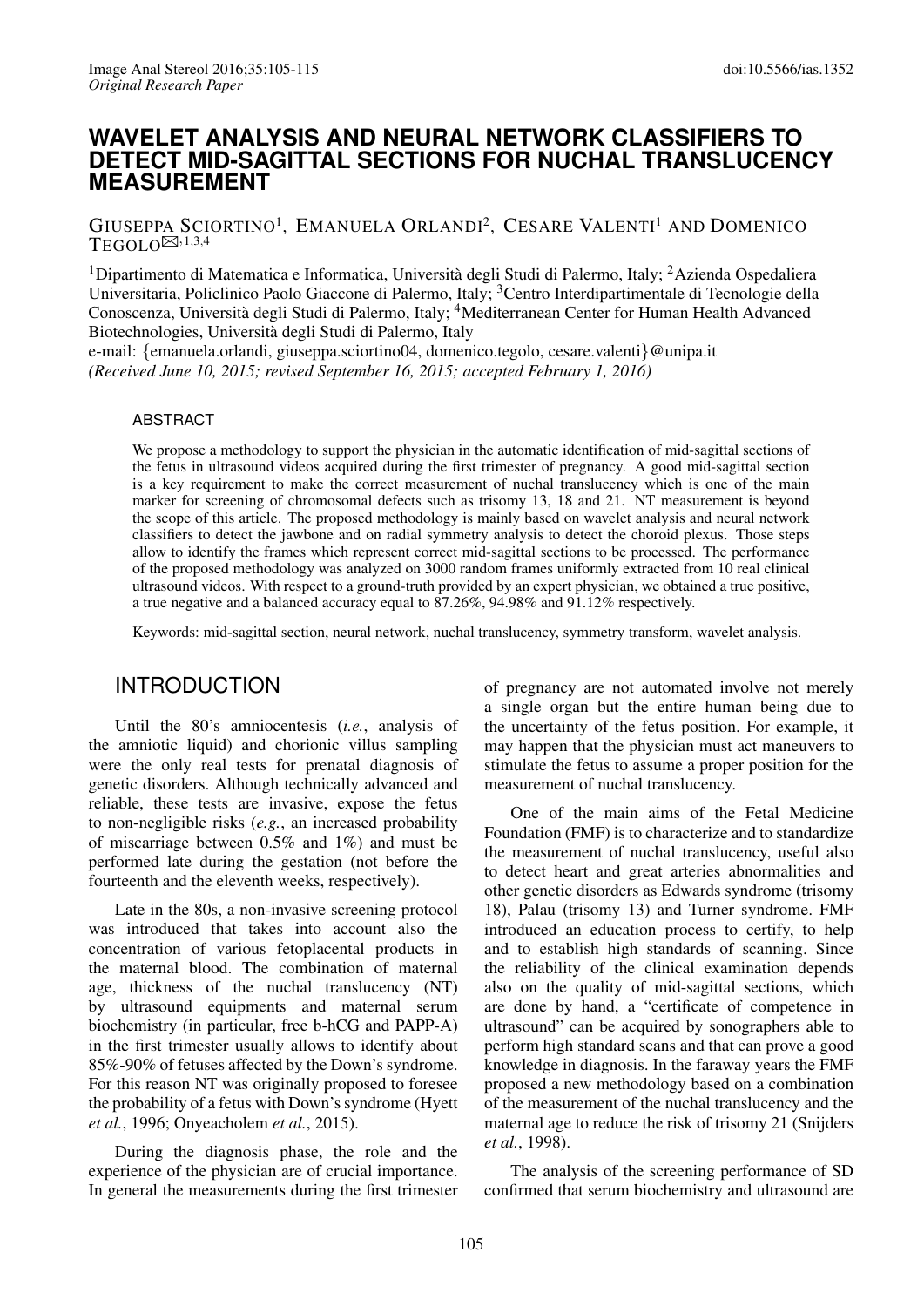*Original Research Paper*

# WAVELET ANALYSIS AND NEURAL NETWORK CLASSIFIERS TO DETECT MID-SAGITTAL SECTIONS FOR NUCHAL TRANSLUCENCY MEASUREMENT

Giuseppa Sciortino[1], Emanuela Orlandi[2], Cesare Valenti[1] and Domenico Tegolo[✉,1,3,4]

[1]Dipartimento di Matematica e Informatica, Università degli Studi di Palermo, Italy; [2]Azienda Ospedaliera Universitaria, Policlinico Paolo Giaccone di Palermo, Italy; [3]Centro Interdipartimentale di Tecnologie della Conoscenza, Università degli Studi di Palermo, Italy; [4]Mediterranean Center for Human Health Advanced Biotechnologies, Università degli Studi di Palermo, Italy
e-mail: {emanuela.orlandi, giuseppa.sciortino04, domenico.tegolo, cesare.valenti}@unipa.it
*(Received June 10, 2015; revised September 16, 2015; accepted February 1, 2016)*

## ABSTRACT

We propose a methodology to support the physician in the automatic identification of mid-sagittal sections of the fetus in ultrasound videos acquired during the first trimester of pregnancy. A good mid-sagittal section is a key requirement to make the correct measurement of nuchal translucency which is one of the main marker for screening of chromosomal defects such as trisomy 13, 18 and 21. NT measurement is beyond the scope of this article. The proposed methodology is mainly based on wavelet analysis and neural network classifiers to detect the jawbone and on radial symmetry analysis to detect the choroid plexus. Those steps allow to identify the frames which represent correct mid-sagittal sections to be processed. The performance of the proposed methodology was analyzed on 3000 random frames uniformly extracted from 10 real clinical ultrasound videos. With respect to a ground-truth provided by an expert physician, we obtained a true positive, a true negative and a balanced accuracy equal to 87.26%, 94.98% and 91.12% respectively.

Keywords: mid-sagittal section, neural network, nuchal translucency, symmetry transform, wavelet analysis.

## INTRODUCTION

Until the 80's amniocentesis (*i.e.*, analysis of the amniotic liquid) and chorionic villus sampling were the only real tests for prenatal diagnosis of genetic disorders. Although technically advanced and reliable, these tests are invasive, expose the fetus to non-negligible risks (*e.g.*, an increased probability of miscarriage between 0.5% and 1%) and must be performed late during the gestation (not before the fourteenth and the eleventh weeks, respectively).

Late in the 80s, a non-invasive screening protocol was introduced that takes into account also the concentration of various fetoplacental products in the maternal blood. The combination of maternal age, thickness of the nuchal translucency (NT) by ultrasound equipments and maternal serum biochemistry (in particular, free b-hCG and PAPP-A) in the first trimester usually allows to identify about 85%-90% of fetuses affected by the Down's syndrome. For this reason NT was originally proposed to foresee the probability of a fetus with Down's syndrome (Hyett *et al.*, 1996; Onyeacholem *et al.*, 2015).

During the diagnosis phase, the role and the experience of the physician are of crucial importance. In general the measurements during the first trimester of pregnancy are not automated involve not merely a single organ but the entire human being due to the uncertainty of the fetus position. For example, it may happen that the physician must act maneuvers to stimulate the fetus to assume a proper position for the measurement of nuchal translucency.

One of the main aims of the Fetal Medicine Foundation (FMF) is to characterize and to standardize the measurement of nuchal translucency, useful also to detect heart and great arteries abnormalities and other genetic disorders as Edwards syndrome (trisomy 18), Palau (trisomy 13) and Turner syndrome. FMF introduced an education process to certify, to help and to establish high standards of scanning. Since the reliability of the clinical examination depends also on the quality of mid-sagittal sections, which are done by hand, a "certificate of competence in ultrasound" can be acquired by sonographers able to perform high standard scans and that can prove a good knowledge in diagnosis. In the faraway years the FMF proposed a new methodology based on a combination of the measurement of the nuchal translucency and the maternal age to reduce the risk of trisomy 21 (Snijders *et al.*, 1998).

The analysis of the screening performance of SD confirmed that serum biochemistry and ultrasound are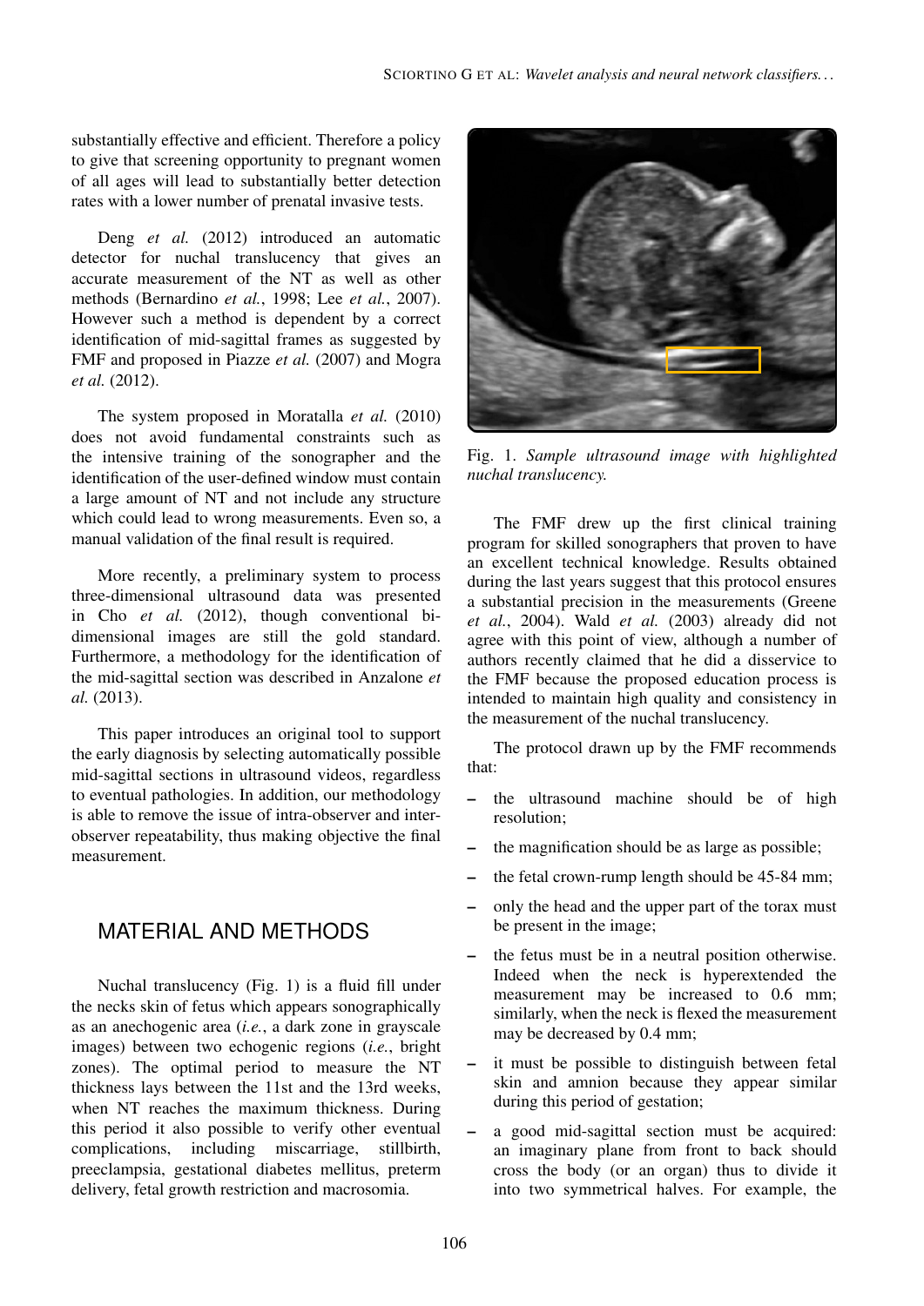substantially effective and efficient. Therefore a policy to give that screening opportunity to pregnant women of all ages will lead to substantially better detection rates with a lower number of prenatal invasive tests.

Deng *et al.* (2012) introduced an automatic detector for nuchal translucency that gives an accurate measurement of the NT as well as other methods (Bernardino *et al.*, 1998; Lee *et al.*, 2007). However such a method is dependent by a correct identification of mid-sagittal frames as suggested by FMF and proposed in Piazze *et al.* (2007) and Mogra *et al.* (2012).

The system proposed in Moratalla *et al.* (2010) does not avoid fundamental constraints such as the intensive training of the sonographer and the identification of the user-defined window must contain a large amount of NT and not include any structure which could lead to wrong measurements. Even so, a manual validation of the final result is required.

More recently, a preliminary system to process three-dimensional ultrasound data was presented in Cho *et al.* (2012), though conventional bi-dimensional images are still the gold standard. Furthermore, a methodology for the identification of the mid-sagittal section was described in Anzalone *et al.* (2013).

This paper introduces an original tool to support the early diagnosis by selecting automatically possible mid-sagittal sections in ultrasound videos, regardless to eventual pathologies. In addition, our methodology is able to remove the issue of intra-observer and inter-observer repeatability, thus making objective the final measurement.

## MATERIAL AND METHODS

Nuchal translucency (Fig. 1) is a fluid fill under the necks skin of fetus which appears sonographically as an anechogenic area (*i.e.*, a dark zone in grayscale images) between two echogenic regions (*i.e.*, bright zones). The optimal period to measure the NT thickness lays between the 11st and the 13rd weeks, when NT reaches the maximum thickness. During this period it also possible to verify other eventual complications, including miscarriage, stillbirth, preeclampsia, gestational diabetes mellitus, preterm delivery, fetal growth restriction and macrosomia.

Fig. 1. *Sample ultrasound image with highlighted nuchal translucency.*

The FMF drew up the first clinical training program for skilled sonographers that proven to have an excellent technical knowledge. Results obtained during the last years suggest that this protocol ensures a substantial precision in the measurements (Greene *et al.*, 2004). Wald *et al.* (2003) already did not agree with this point of view, although a number of authors recently claimed that he did a disservice to the FMF because the proposed education process is intended to maintain high quality and consistency in the measurement of the nuchal translucency.

The protocol drawn up by the FMF recommends that:

- the ultrasound machine should be of high resolution;
- the magnification should be as large as possible;
- the fetal crown-rump length should be 45-84 mm;
- only the head and the upper part of the torax must be present in the image;
- the fetus must be in a neutral position otherwise. Indeed when the neck is hyperextended the measurement may be increased to 0.6 mm; similarly, when the neck is flexed the measurement may be decreased by 0.4 mm;
- it must be possible to distinguish between fetal skin and amnion because they appear similar during this period of gestation;
- a good mid-sagittal section must be acquired: an imaginary plane from front to back should cross the body (or an organ) thus to divide it into two symmetrical halves. For example, the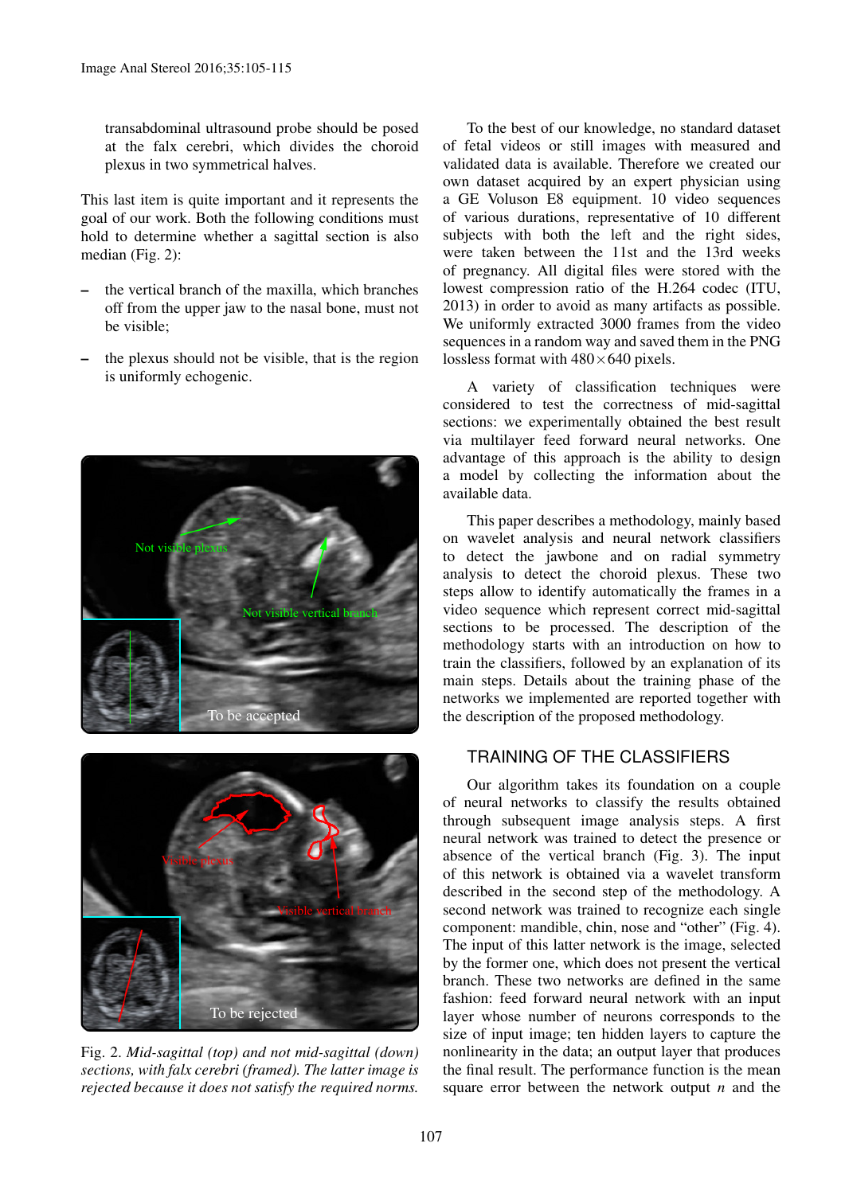transabdominal ultrasound probe should be posed at the falx cerebri, which divides the choroid plexus in two symmetrical halves.

This last item is quite important and it represents the goal of our work. Both the following conditions must hold to determine whether a sagittal section is also median (Fig. 2):

- the vertical branch of the maxilla, which branches off from the upper jaw to the nasal bone, must not be visible;
- the plexus should not be visible, that is the region is uniformly echogenic.

Fig. 2. *Mid-sagittal (top) and not mid-sagittal (down) sections, with falx cerebri (framed). The latter image is rejected because it does not satisfy the required norms.*

To the best of our knowledge, no standard dataset of fetal videos or still images with measured and validated data is available. Therefore we created our own dataset acquired by an expert physician using a GE Voluson E8 equipment. 10 video sequences of various durations, representative of 10 different subjects with both the left and the right sides, were taken between the 11st and the 13rd weeks of pregnancy. All digital files were stored with the lowest compression ratio of the H.264 codec (ITU, 2013) in order to avoid as many artifacts as possible. We uniformly extracted 3000 frames from the video sequences in a random way and saved them in the PNG lossless format with $480 \times 640$ pixels.

A variety of classification techniques were considered to test the correctness of mid-sagittal sections: we experimentally obtained the best result via multilayer feed forward neural networks. One advantage of this approach is the ability to design a model by collecting the information about the available data.

This paper describes a methodology, mainly based on wavelet analysis and neural network classifiers to detect the jawbone and on radial symmetry analysis to detect the choroid plexus. These two steps allow to identify automatically the frames in a video sequence which represent correct mid-sagittal sections to be processed. The description of the methodology starts with an introduction on how to train the classifiers, followed by an explanation of its main steps. Details about the training phase of the networks we implemented are reported together with the description of the proposed methodology.

## TRAINING OF THE CLASSIFIERS

Our algorithm takes its foundation on a couple of neural networks to classify the results obtained through subsequent image analysis steps. A first neural network was trained to detect the presence or absence of the vertical branch (Fig. 3). The input of this network is obtained via a wavelet transform described in the second step of the methodology. A second network was trained to recognize each single component: mandible, chin, nose and "other" (Fig. 4). The input of this latter network is the image, selected by the former one, which does not present the vertical branch. These two networks are defined in the same fashion: feed forward neural network with an input layer whose number of neurons corresponds to the size of input image; ten hidden layers to capture the nonlinearity in the data; an output layer that produces the final result. The performance function is the mean square error between the network output $n$ and the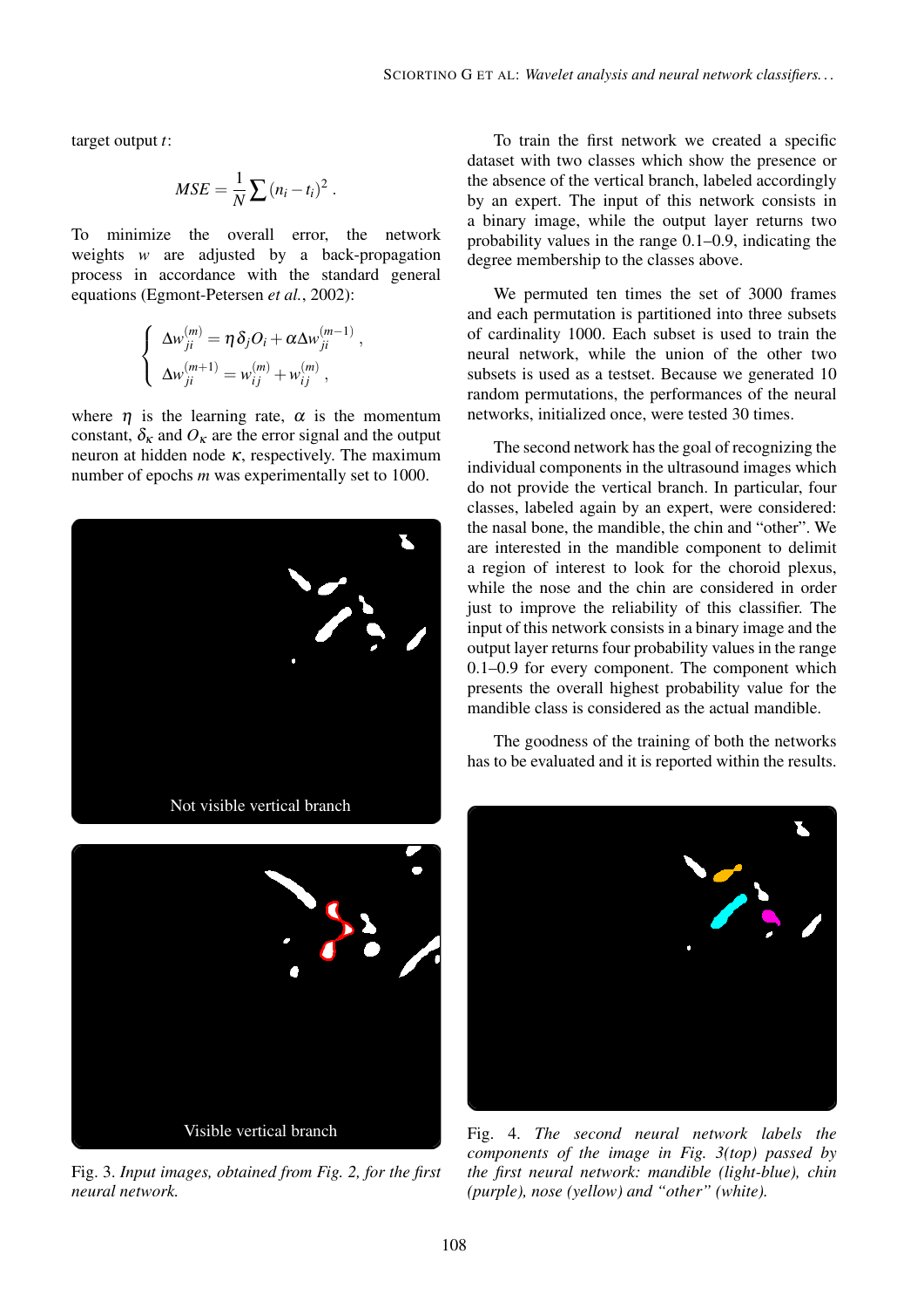target output $t$:

$$MSE = \frac{1}{N}\sum (n_i - t_i)^2 \, .$$

To minimize the overall error, the network weights $w$ are adjusted by a back-propagation process in accordance with the standard general equations (Egmont-Petersen *et al.*, 2002):

$$\begin{cases} \Delta w_{ji}^{(m)} = \eta \delta_j O_i + \alpha \Delta w_{ji}^{(m-1)} \, , \\ \Delta w_{ji}^{(m+1)} = w_{ij}^{(m)} + w_{ij}^{(m)} \, , \end{cases}$$

where $\eta$ is the learning rate, $\alpha$ is the momentum constant, $\delta_\kappa$ and $O_\kappa$ are the error signal and the output neuron at hidden node $\kappa$, respectively. The maximum number of epochs $m$ was experimentally set to 1000.

Not visible vertical branch

Visible vertical branch

Fig. 3. *Input images, obtained from Fig. 2, for the first neural network.*

To train the first network we created a specific dataset with two classes which show the presence or the absence of the vertical branch, labeled accordingly by an expert. The input of this network consists in a binary image, while the output layer returns two probability values in the range 0.1–0.9, indicating the degree membership to the classes above.

We permuted ten times the set of 3000 frames and each permutation is partitioned into three subsets of cardinality 1000. Each subset is used to train the neural network, while the union of the other two subsets is used as a testset. Because we generated 10 random permutations, the performances of the neural networks, initialized once, were tested 30 times.

The second network has the goal of recognizing the individual components in the ultrasound images which do not provide the vertical branch. In particular, four classes, labeled again by an expert, were considered: the nasal bone, the mandible, the chin and "other". We are interested in the mandible component to delimit a region of interest to look for the choroid plexus, while the nose and the chin are considered in order just to improve the reliability of this classifier. The input of this network consists in a binary image and the output layer returns four probability values in the range 0.1–0.9 for every component. The component which presents the overall highest probability value for the mandible class is considered as the actual mandible.

The goodness of the training of both the networks has to be evaluated and it is reported within the results.

Fig. 4. *The second neural network labels the components of the image in Fig. 3(top) passed by the first neural network: mandible (light-blue), chin (purple), nose (yellow) and "other" (white).*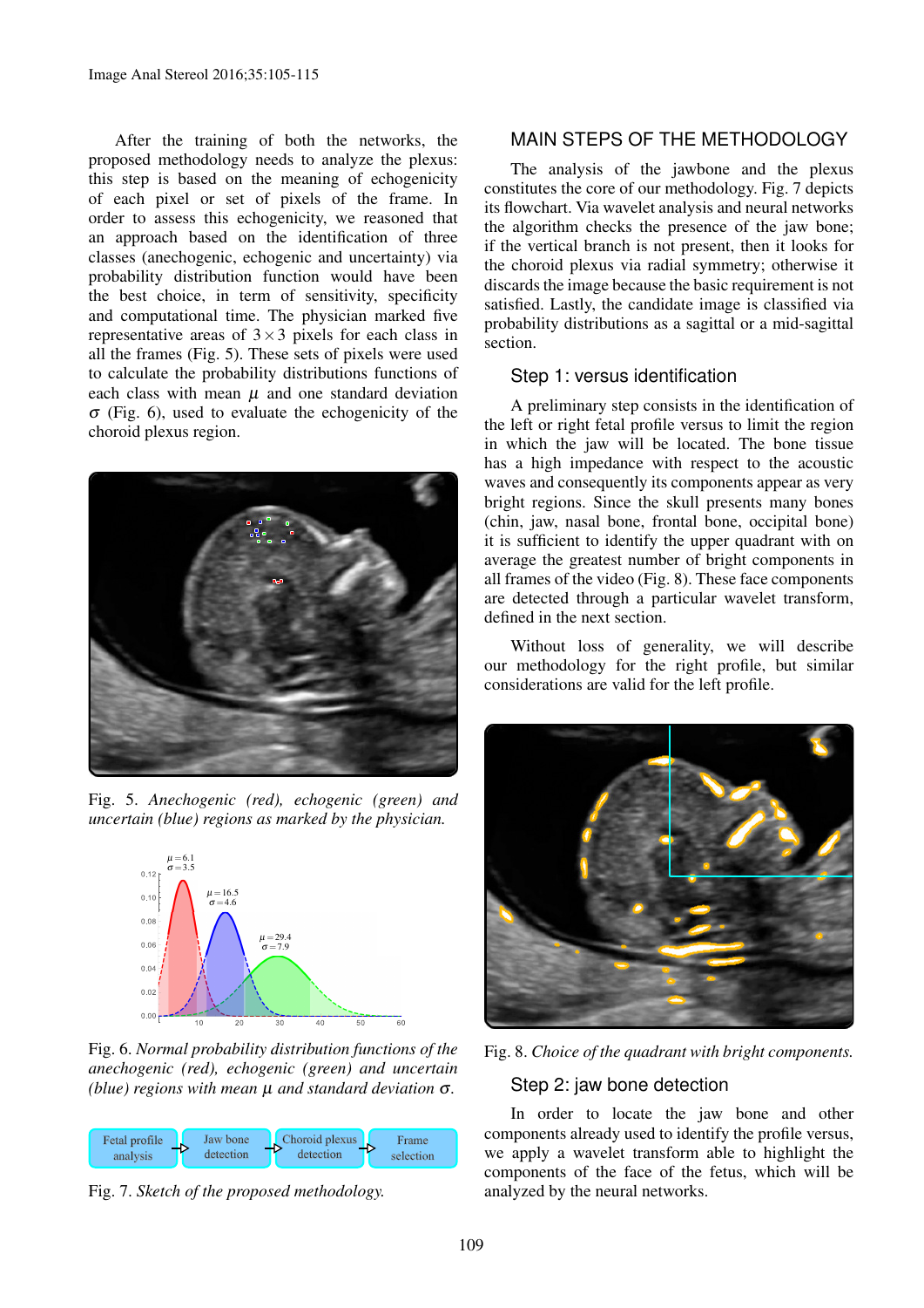After the training of both the networks, the proposed methodology needs to analyze the plexus: this step is based on the meaning of echogenicity of each pixel or set of pixels of the frame. In order to assess this echogenicity, we reasoned that an approach based on the identification of three classes (anechogenic, echogenic and uncertainty) via probability distribution function would have been the best choice, in term of sensitivity, specificity and computational time. The physician marked five representative areas of $3 \times 3$ pixels for each class in all the frames (Fig. 5). These sets of pixels were used to calculate the probability distributions functions of each class with mean $\mu$ and one standard deviation $\sigma$ (Fig. 6), used to evaluate the echogenicity of the choroid plexus region.

Fig. 5. *Anechogenic (red), echogenic (green) and uncertain (blue) regions as marked by the physician.*

Fig. 6. *Normal probability distribution functions of the anechogenic (red), echogenic (green) and uncertain (blue) regions with mean $\mu$ and standard deviation $\sigma$.*

Fig. 7. *Sketch of the proposed methodology.*

## MAIN STEPS OF THE METHODOLOGY

The analysis of the jawbone and the plexus constitutes the core of our methodology. Fig. 7 depicts its flowchart. Via wavelet analysis and neural networks the algorithm checks the presence of the jaw bone; if the vertical branch is not present, then it looks for the choroid plexus via radial symmetry; otherwise it discards the image because the basic requirement is not satisfied. Lastly, the candidate image is classified via probability distributions as a sagittal or a mid-sagittal section.

### Step 1: versus identification

A preliminary step consists in the identification of the left or right fetal profile versus to limit the region in which the jaw will be located. The bone tissue has a high impedance with respect to the acoustic waves and consequently its components appear as very bright regions. Since the skull presents many bones (chin, jaw, nasal bone, frontal bone, occipital bone) it is sufficient to identify the upper quadrant with on average the greatest number of bright components in all frames of the video (Fig. 8). These face components are detected through a particular wavelet transform, defined in the next section.

Without loss of generality, we will describe our methodology for the right profile, but similar considerations are valid for the left profile.

Fig. 8. *Choice of the quadrant with bright components.*

### Step 2: jaw bone detection

In order to locate the jaw bone and other components already used to identify the profile versus, we apply a wavelet transform able to highlight the components of the face of the fetus, which will be analyzed by the neural networks.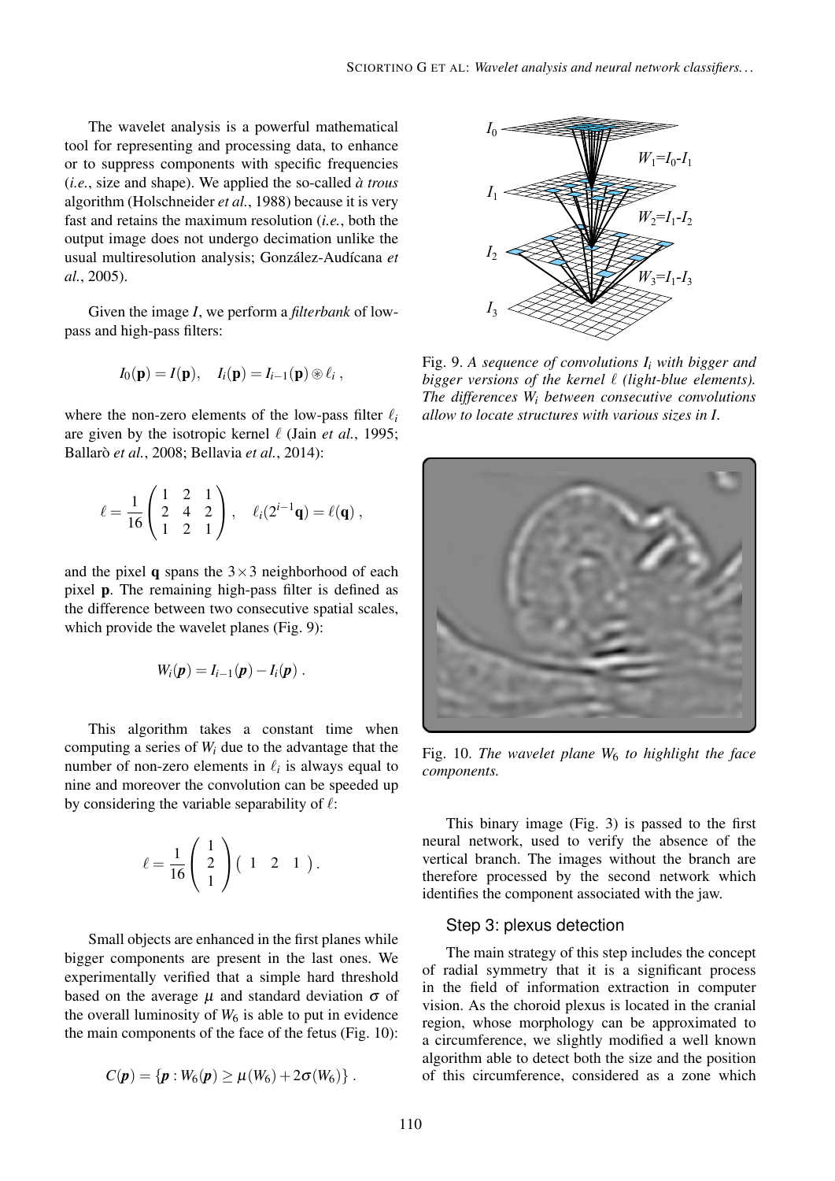The wavelet analysis is a powerful mathematical tool for representing and processing data, to enhance or to suppress components with specific frequencies (*i.e.*, size and shape). We applied the so-called *à trous* algorithm (Holschneider *et al.*, 1988) because it is very fast and retains the maximum resolution (*i.e.*, both the output image does not undergo decimation unlike the usual multiresolution analysis; González-Audícana *et al.*, 2005).

Given the image $I$, we perform a *filterbank* of low-pass and high-pass filters:

$$I_0(\mathbf{p}) = I(\mathbf{p}), \quad I_i(\mathbf{p}) = I_{i-1}(\mathbf{p}) \circledast \ell_i ,$$

where the non-zero elements of the low-pass filter $\ell_i$ are given by the isotropic kernel $\ell$ (Jain *et al.*, 1995; Ballarò *et al.*, 2008; Bellavia *et al.*, 2014):

$$\ell = \frac{1}{16} \begin{pmatrix} 1 & 2 & 1 \\ 2 & 4 & 2 \\ 1 & 2 & 1 \end{pmatrix}, \quad \ell_i(2^{i-1}\mathbf{q}) = \ell(\mathbf{q}) ,$$

and the pixel $\mathbf{q}$ spans the $3\times3$ neighborhood of each pixel $\mathbf{p}$. The remaining high-pass filter is defined as the difference between two consecutive spatial scales, which provide the wavelet planes (Fig. 9):

$$W_i(\boldsymbol{p}) = I_{i-1}(\boldsymbol{p}) - I_i(\boldsymbol{p}) .$$

This algorithm takes a constant time when computing a series of $W_i$ due to the advantage that the number of non-zero elements in $\ell_i$ is always equal to nine and moreover the convolution can be speeded up by considering the variable separability of $\ell$:

$$\ell = \frac{1}{16} \begin{pmatrix} 1 \\ 2 \\ 1 \end{pmatrix} \begin{pmatrix} 1 & 2 & 1 \end{pmatrix}.$$

Small objects are enhanced in the first planes while bigger components are present in the last ones. We experimentally verified that a simple hard threshold based on the average $\mu$ and standard deviation $\sigma$ of the overall luminosity of $W_6$ is able to put in evidence the main components of the face of the fetus (Fig. 10):

$$C(\boldsymbol{p}) = \{\boldsymbol{p} : W_6(\boldsymbol{p}) \geq \mu(W_6) + 2\sigma(W_6)\} .$$

Fig. 9. *A sequence of convolutions $I_i$ with bigger and bigger versions of the kernel $\ell$ (light-blue elements). The differences $W_i$ between consecutive convolutions allow to locate structures with various sizes in $I$.*

Fig. 10. *The wavelet plane $W_6$ to highlight the face components.*

This binary image (Fig. 3) is passed to the first neural network, used to verify the absence of the vertical branch. The images without the branch are therefore processed by the second network which identifies the component associated with the jaw.

### Step 3: plexus detection

The main strategy of this step includes the concept of radial symmetry that it is a significant process in the field of information extraction in computer vision. As the choroid plexus is located in the cranial region, whose morphology can be approximated to a circumference, we slightly modified a well known algorithm able to detect both the size and the position of this circumference, considered as a zone which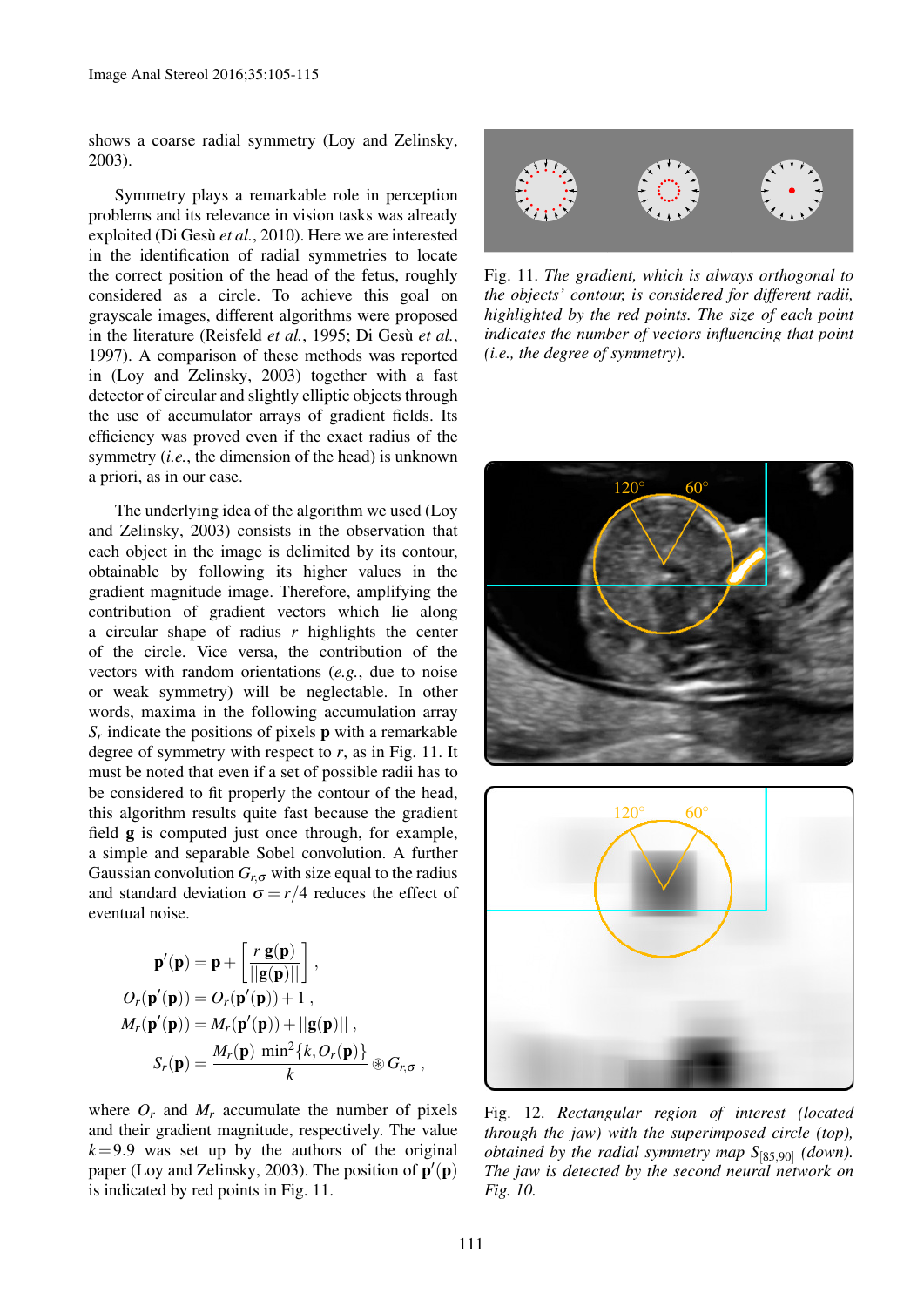shows a coarse radial symmetry (Loy and Zelinsky, 2003).

Symmetry plays a remarkable role in perception problems and its relevance in vision tasks was already exploited (Di Gesù *et al.*, 2010). Here we are interested in the identification of radial symmetries to locate the correct position of the head of the fetus, roughly considered as a circle. To achieve this goal on grayscale images, different algorithms were proposed in the literature (Reisfeld *et al.*, 1995; Di Gesù *et al.*, 1997). A comparison of these methods was reported in (Loy and Zelinsky, 2003) together with a fast detector of circular and slightly elliptic objects through the use of accumulator arrays of gradient fields. Its efficiency was proved even if the exact radius of the symmetry (*i.e.*, the dimension of the head) is unknown a priori, as in our case.

The underlying idea of the algorithm we used (Loy and Zelinsky, 2003) consists in the observation that each object in the image is delimited by its contour, obtainable by following its higher values in the gradient magnitude image. Therefore, amplifying the contribution of gradient vectors which lie along a circular shape of radius $r$ highlights the center of the circle. Vice versa, the contribution of the vectors with random orientations (*e.g.*, due to noise or weak symmetry) will be neglectable. In other words, maxima in the following accumulation array $S_r$ indicate the positions of pixels $\mathbf{p}$ with a remarkable degree of symmetry with respect to $r$, as in Fig. 11. It must be noted that even if a set of possible radii has to be considered to fit properly the contour of the head, this algorithm results quite fast because the gradient field $\mathbf{g}$ is computed just once through, for example, a simple and separable Sobel convolution. A further Gaussian convolution $G_{r,\sigma}$ with size equal to the radius and standard deviation $\sigma = r/4$ reduces the effect of eventual noise.

$$
\begin{aligned}
\mathbf{p}'(\mathbf{p}) &= \mathbf{p} + \left[\frac{r\,\mathbf{g}(\mathbf{p})}{||\mathbf{g}(\mathbf{p})||}\right] , \\
O_r(\mathbf{p}'(\mathbf{p})) &= O_r(\mathbf{p}'(\mathbf{p})) + 1 , \\
M_r(\mathbf{p}'(\mathbf{p})) &= M_r(\mathbf{p}'(\mathbf{p})) + ||\mathbf{g}(\mathbf{p})|| , \\
S_r(\mathbf{p}) &= \frac{M_r(\mathbf{p})\ \min^2\{k, O_r(\mathbf{p})\}}{k} \circledast G_{r,\sigma} ,
\end{aligned}
$$

where $O_r$ and $M_r$ accumulate the number of pixels and their gradient magnitude, respectively. The value $k = 9.9$ was set up by the authors of the original paper (Loy and Zelinsky, 2003). The position of $\mathbf{p}'(\mathbf{p})$ is indicated by red points in Fig. 11.

Fig. 11. *The gradient, which is always orthogonal to the objects' contour, is considered for different radii, highlighted by the red points. The size of each point indicates the number of vectors influencing that point (i.e., the degree of symmetry).*

Fig. 12. *Rectangular region of interest (located through the jaw) with the superimposed circle (top), obtained by the radial symmetry map* $S_{[85,90]}$ *(down). The jaw is detected by the second neural network on Fig. 10.*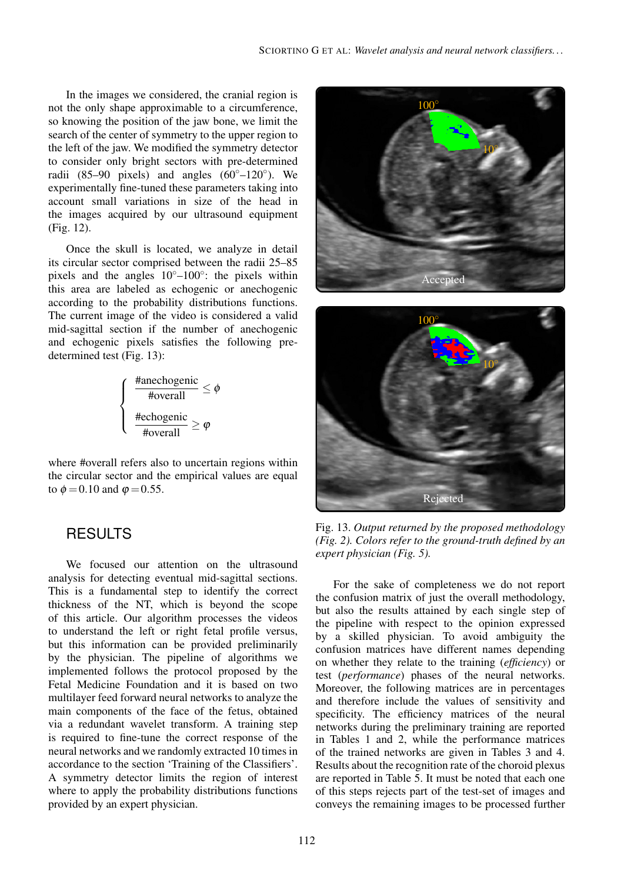In the images we considered, the cranial region is not the only shape approximable to a circumference, so knowing the position of the jaw bone, we limit the search of the center of symmetry to the upper region to the left of the jaw. We modified the symmetry detector to consider only bright sectors with pre-determined radii (85–90 pixels) and angles (60°–120°). We experimentally fine-tuned these parameters taking into account small variations in size of the head in the images acquired by our ultrasound equipment (Fig. 12).

Once the skull is located, we analyze in detail its circular sector comprised between the radii 25–85 pixels and the angles 10°–100°: the pixels within this area are labeled as echogenic or anechogenic according to the probability distributions functions. The current image of the video is considered a valid mid-sagittal section if the number of anechogenic and echogenic pixels satisfies the following pre-determined test (Fig. 13):

$$\begin{cases} \dfrac{\#\text{anechogenic}}{\#\text{overall}} \leq \phi \\[2ex] \dfrac{\#\text{echogenic}}{\#\text{overall}} \geq \varphi \end{cases}$$

where #overall refers also to uncertain regions within the circular sector and the empirical values are equal to $\phi = 0.10$ and $\varphi = 0.55$.

## RESULTS

We focused our attention on the ultrasound analysis for detecting eventual mid-sagittal sections. This is a fundamental step to identify the correct thickness of the NT, which is beyond the scope of this article. Our algorithm processes the videos to understand the left or right fetal profile versus, but this information can be provided preliminarily by the physician. The pipeline of algorithms we implemented follows the protocol proposed by the Fetal Medicine Foundation and it is based on two multilayer feed forward neural networks to analyze the main components of the face of the fetus, obtained via a redundant wavelet transform. A training step is required to fine-tune the correct response of the neural networks and we randomly extracted 10 times in accordance to the section 'Training of the Classifiers'. A symmetry detector limits the region of interest where to apply the probability distributions functions provided by an expert physician.

Fig. 13. *Output returned by the proposed methodology (Fig. 2). Colors refer to the ground-truth defined by an expert physician (Fig. 5).*

For the sake of completeness we do not report the confusion matrix of just the overall methodology, but also the results attained by each single step of the pipeline with respect to the opinion expressed by a skilled physician. To avoid ambiguity the confusion matrices have different names depending on whether they relate to the training (*efficiency*) or test (*performance*) phases of the neural networks. Moreover, the following matrices are in percentages and therefore include the values of sensitivity and specificity. The efficiency matrices of the neural networks during the preliminary training are reported in Tables 1 and 2, while the performance matrices of the trained networks are given in Tables 3 and 4. Results about the recognition rate of the choroid plexus are reported in Table 5. It must be noted that each one of this steps rejects part of the test-set of images and conveys the remaining images to be processed further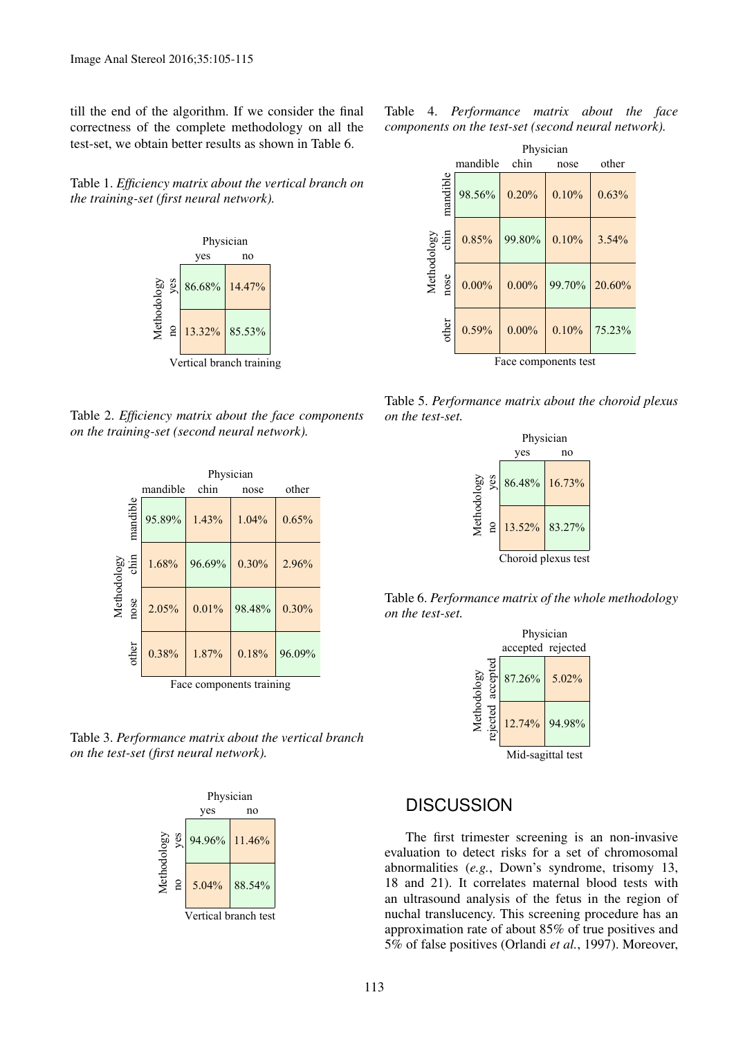till the end of the algorithm. If we consider the final correctness of the complete methodology on all the test-set, we obtain better results as shown in Table 6.

Table 1. *Efficiency matrix about the vertical branch on the training-set (first neural network).*

| Methodology \ Physician | yes | no |
|---|---|---|
| yes | 86.68% | 14.47% |
| no | 13.32% | 85.53% |

Vertical branch training

Table 2. *Efficiency matrix about the face components on the training-set (second neural network).*

| Methodology \ Physician | mandible | chin | nose | other |
|---|---|---|---|---|
| mandible | 95.89% | 1.43% | 1.04% | 0.65% |
| chin | 1.68% | 96.69% | 0.30% | 2.96% |
| nose | 2.05% | 0.01% | 98.48% | 0.30% |
| other | 0.38% | 1.87% | 0.18% | 96.09% |

Face components training

Table 3. *Performance matrix about the vertical branch on the test-set (first neural network).*

| Methodology \ Physician | yes | no |
|---|---|---|
| yes | 94.96% | 11.46% |
| no | 5.04% | 88.54% |

Vertical branch test

Table 4. *Performance matrix about the face components on the test-set (second neural network).*

| Methodology \ Physician | mandible | chin | nose | other |
|---|---|---|---|---|
| mandible | 98.56% | 0.20% | 0.10% | 0.63% |
| chin | 0.85% | 99.80% | 0.10% | 3.54% |
| nose | 0.00% | 0.00% | 99.70% | 20.60% |
| other | 0.59% | 0.00% | 0.10% | 75.23% |

Face components test

Table 5. *Performance matrix about the choroid plexus on the test-set.*

| Methodology \ Physician | yes | no |
|---|---|---|
| yes | 86.48% | 16.73% |
| no | 13.52% | 83.27% |

Choroid plexus test

Table 6. *Performance matrix of the whole methodology on the test-set.*

| Methodology \ Physician | accepted | rejected |
|---|---|---|
| accepted | 87.26% | 5.02% |
| rejected | 12.74% | 94.98% |

Mid-sagittal test

## DISCUSSION

The first trimester screening is an non-invasive evaluation to detect risks for a set of chromosomal abnormalities (*e.g.*, Down's syndrome, trisomy 13, 18 and 21). It correlates maternal blood tests with an ultrasound analysis of the fetus in the region of nuchal translucency. This screening procedure has an approximation rate of about 85% of true positives and 5% of false positives (Orlandi *et al.*, 1997). Moreover,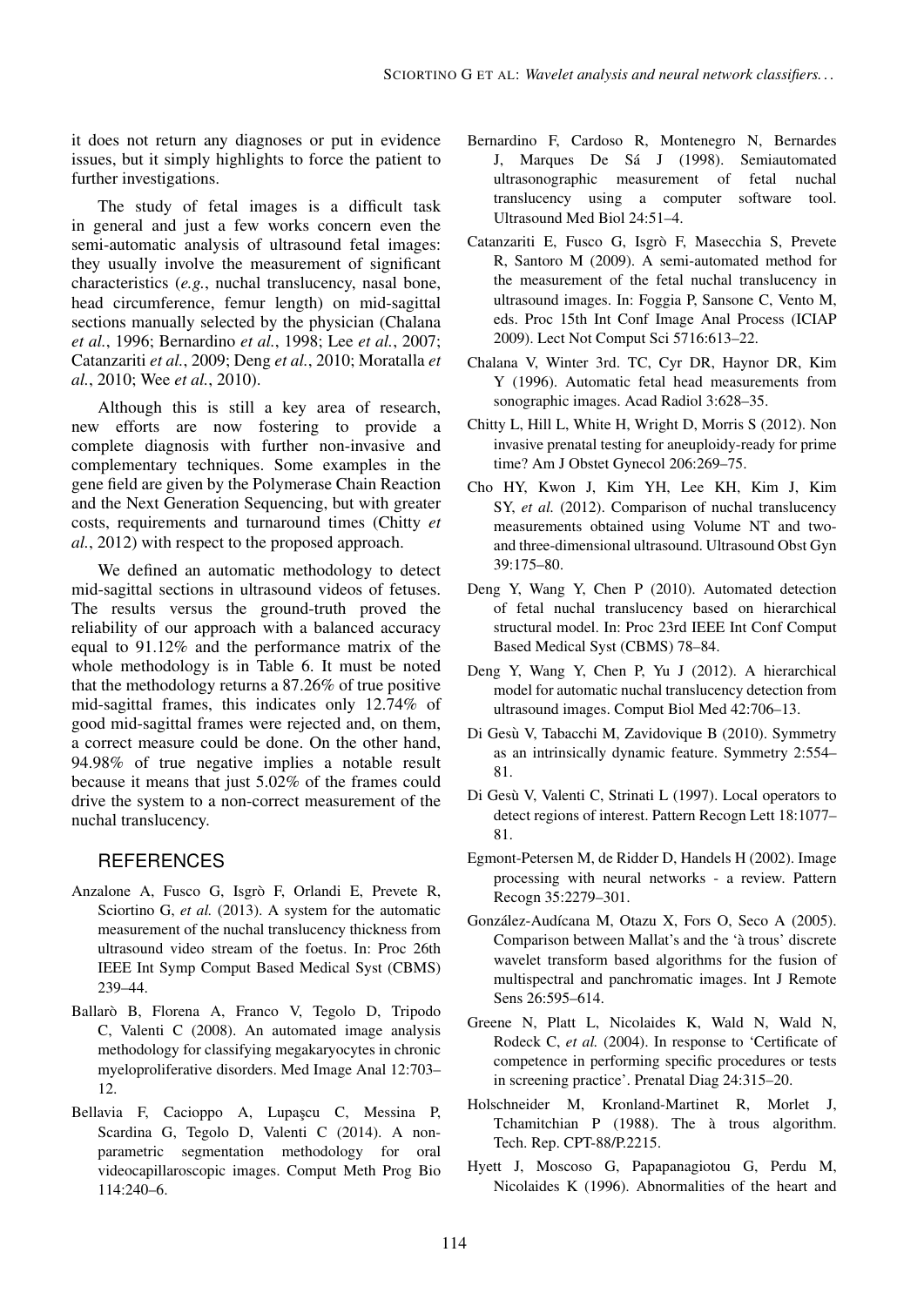it does not return any diagnoses or put in evidence issues, but it simply highlights to force the patient to further investigations.

The study of fetal images is a difficult task in general and just a few works concern even the semi-automatic analysis of ultrasound fetal images: they usually involve the measurement of significant characteristics (*e.g.*, nuchal translucency, nasal bone, head circumference, femur length) on mid-sagittal sections manually selected by the physician (Chalana *et al.*, 1996; Bernardino *et al.*, 1998; Lee *et al.*, 2007; Catanzariti *et al.*, 2009; Deng *et al.*, 2010; Moratalla *et al.*, 2010; Wee *et al.*, 2010).

Although this is still a key area of research, new efforts are now fostering to provide a complete diagnosis with further non-invasive and complementary techniques. Some examples in the gene field are given by the Polymerase Chain Reaction and the Next Generation Sequencing, but with greater costs, requirements and turnaround times (Chitty *et al.*, 2012) with respect to the proposed approach.

We defined an automatic methodology to detect mid-sagittal sections in ultrasound videos of fetuses. The results versus the ground-truth proved the reliability of our approach with a balanced accuracy equal to 91.12% and the performance matrix of the whole methodology is in Table 6. It must be noted that the methodology returns a 87.26% of true positive mid-sagittal frames, this indicates only 12.74% of good mid-sagittal frames were rejected and, on them, a correct measure could be done. On the other hand, 94.98% of true negative implies a notable result because it means that just 5.02% of the frames could drive the system to a non-correct measurement of the nuchal translucency.

## REFERENCES

Anzalone A, Fusco G, Isgrò F, Orlandi E, Prevete R, Sciortino G, *et al.* (2013). A system for the automatic measurement of the nuchal translucency thickness from ultrasound video stream of the foetus. In: Proc 26th IEEE Int Symp Comput Based Medical Syst (CBMS) 239–44.

Ballarò B, Florena A, Franco V, Tegolo D, Tripodo C, Valenti C (2008). An automated image analysis methodology for classifying megakaryocytes in chronic myeloproliferative disorders. Med Image Anal 12:703–12.

Bellavia F, Cacioppo A, Lupaşcu C, Messina P, Scardina G, Tegolo D, Valenti C (2014). A non-parametric segmentation methodology for oral videocapillaroscopic images. Comput Meth Prog Bio 114:240–6.

Bernardino F, Cardoso R, Montenegro N, Bernardes J, Marques De Sá J (1998). Semiautomated ultrasonographic measurement of fetal nuchal translucency using a computer software tool. Ultrasound Med Biol 24:51–4.

Catanzariti E, Fusco G, Isgrò F, Masecchia S, Prevete R, Santoro M (2009). A semi-automated method for the measurement of the fetal nuchal translucency in ultrasound images. In: Foggia P, Sansone C, Vento M, eds. Proc 15th Int Conf Image Anal Process (ICIAP 2009). Lect Not Comput Sci 5716:613–22.

Chalana V, Winter 3rd. TC, Cyr DR, Haynor DR, Kim Y (1996). Automatic fetal head measurements from sonographic images. Acad Radiol 3:628–35.

Chitty L, Hill L, White H, Wright D, Morris S (2012). Non invasive prenatal testing for aneuploidy-ready for prime time? Am J Obstet Gynecol 206:269–75.

Cho HY, Kwon J, Kim YH, Lee KH, Kim J, Kim SY, *et al.* (2012). Comparison of nuchal translucency measurements obtained using Volume NT and two- and three-dimensional ultrasound. Ultrasound Obst Gyn 39:175–80.

Deng Y, Wang Y, Chen P (2010). Automated detection of fetal nuchal translucency based on hierarchical structural model. In: Proc 23rd IEEE Int Conf Comput Based Medical Syst (CBMS) 78–84.

Deng Y, Wang Y, Chen P, Yu J (2012). A hierarchical model for automatic nuchal translucency detection from ultrasound images. Comput Biol Med 42:706–13.

Di Gesù V, Tabacchi M, Zavidovique B (2010). Symmetry as an intrinsically dynamic feature. Symmetry 2:554–81.

Di Gesù V, Valenti C, Strinati L (1997). Local operators to detect regions of interest. Pattern Recogn Lett 18:1077–81.

Egmont-Petersen M, de Ridder D, Handels H (2002). Image processing with neural networks - a review. Pattern Recogn 35:2279–301.

González-Audícana M, Otazu X, Fors O, Seco A (2005). Comparison between Mallat's and the 'à trous' discrete wavelet transform based algorithms for the fusion of multispectral and panchromatic images. Int J Remote Sens 26:595–614.

Greene N, Platt L, Nicolaides K, Wald N, Wald N, Rodeck C, *et al.* (2004). In response to 'Certificate of competence in performing specific procedures or tests in screening practice'. Prenatal Diag 24:315–20.

Holschneider M, Kronland-Martinet R, Morlet J, Tchamitchian P (1988). The à trous algorithm. Tech. Rep. CPT-88/P.2215.

Hyett J, Moscoso G, Papapanagiotou G, Perdu M, Nicolaides K (1996). Abnormalities of the heart and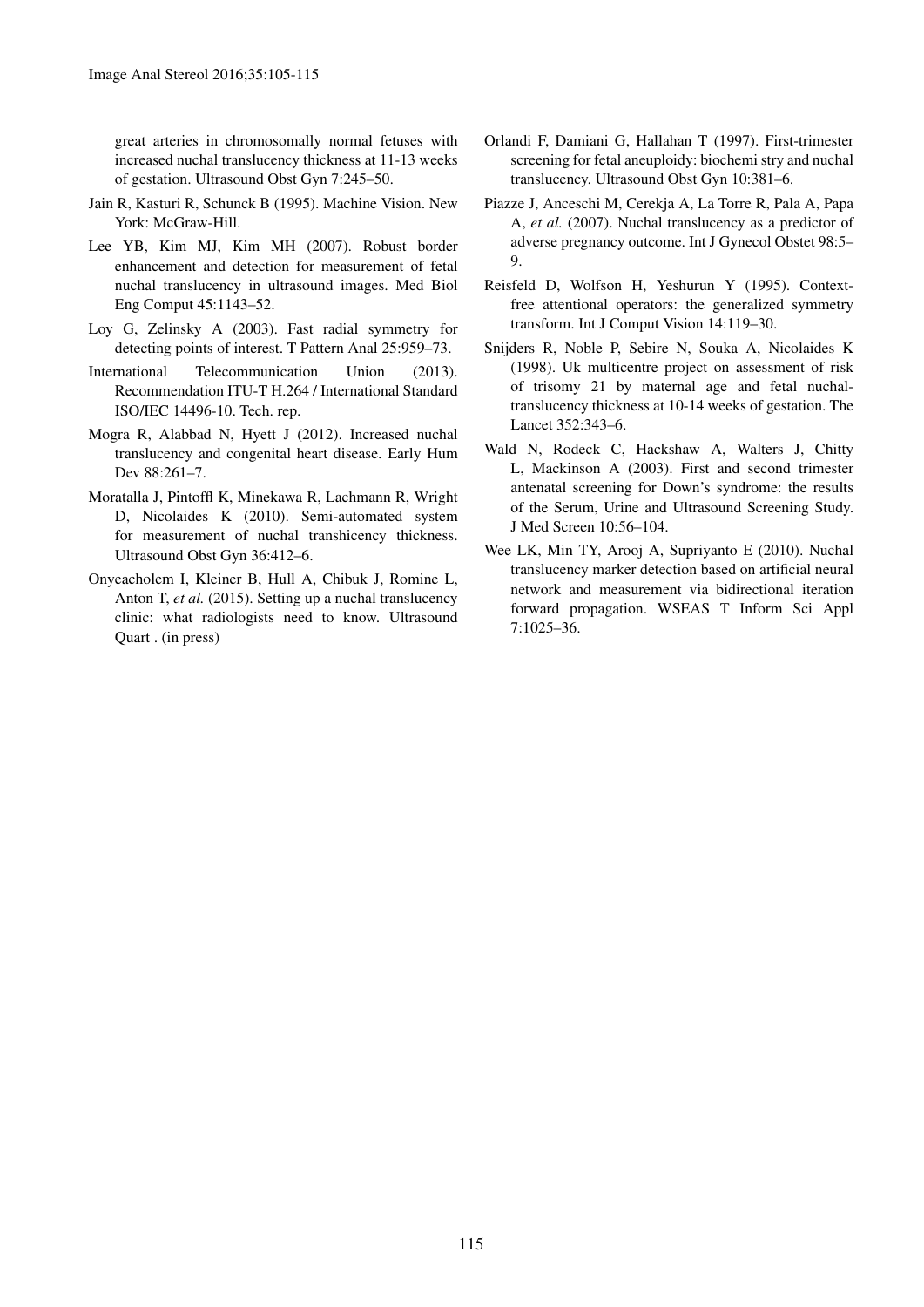great arteries in chromosomally normal fetuses with increased nuchal translucency thickness at 11-13 weeks of gestation. Ultrasound Obst Gyn 7:245–50.

Jain R, Kasturi R, Schunck B (1995). Machine Vision. New York: McGraw-Hill.

Lee YB, Kim MJ, Kim MH (2007). Robust border enhancement and detection for measurement of fetal nuchal translucency in ultrasound images. Med Biol Eng Comput 45:1143–52.

Loy G, Zelinsky A (2003). Fast radial symmetry for detecting points of interest. T Pattern Anal 25:959–73.

International Telecommunication Union (2013). Recommendation ITU-T H.264 / International Standard ISO/IEC 14496-10. Tech. rep.

Mogra R, Alabbad N, Hyett J (2012). Increased nuchal translucency and congenital heart disease. Early Hum Dev 88:261–7.

Moratalla J, Pintoffl K, Minekawa R, Lachmann R, Wright D, Nicolaides K (2010). Semi-automated system for measurement of nuchal transhicency thickness. Ultrasound Obst Gyn 36:412–6.

Onyeacholem I, Kleiner B, Hull A, Chibuk J, Romine L, Anton T, *et al.* (2015). Setting up a nuchal translucency clinic: what radiologists need to know. Ultrasound Quart . (in press)

Orlandi F, Damiani G, Hallahan T (1997). First-trimester screening for fetal aneuploidy: biochemi stry and nuchal translucency. Ultrasound Obst Gyn 10:381–6.

Piazze J, Anceschi M, Cerekja A, La Torre R, Pala A, Papa A, *et al.* (2007). Nuchal translucency as a predictor of adverse pregnancy outcome. Int J Gynecol Obstet 98:5–9.

Reisfeld D, Wolfson H, Yeshurun Y (1995). Context-free attentional operators: the generalized symmetry transform. Int J Comput Vision 14:119–30.

Snijders R, Noble P, Sebire N, Souka A, Nicolaides K (1998). Uk multicentre project on assessment of risk of trisomy 21 by maternal age and fetal nuchal-translucency thickness at 10-14 weeks of gestation. The Lancet 352:343–6.

Wald N, Rodeck C, Hackshaw A, Walters J, Chitty L, Mackinson A (2003). First and second trimester antenatal screening for Down's syndrome: the results of the Serum, Urine and Ultrasound Screening Study. J Med Screen 10:56–104.

Wee LK, Min TY, Arooj A, Supriyanto E (2010). Nuchal translucency marker detection based on artificial neural network and measurement via bidirectional iteration forward propagation. WSEAS T Inform Sci Appl 7:1025–36.